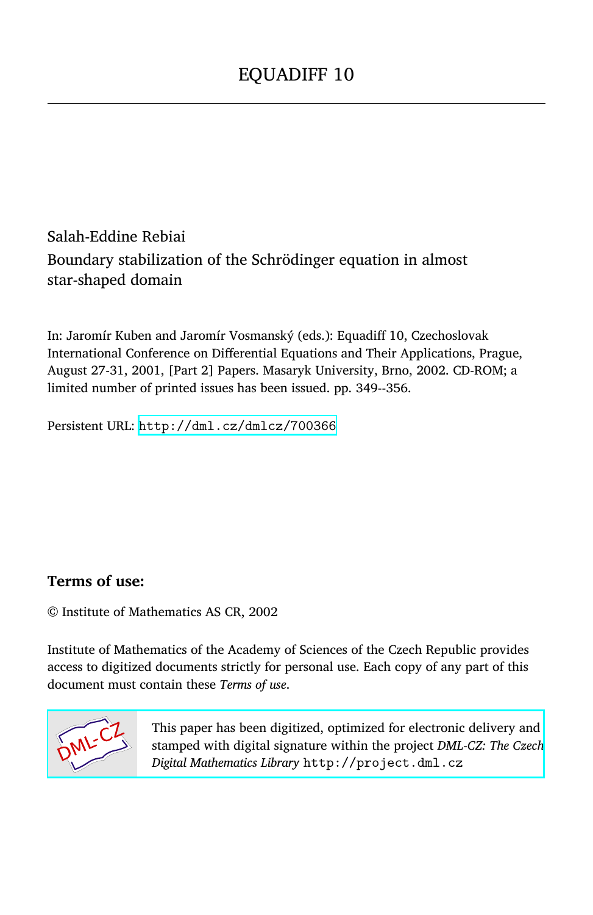# EQUADIFF 10

Salah-Eddine Rebiai

Boundary stabilization of the Schrödinger equation in almost star-shaped domain

In: Jaromír Kuben and Jaromír Vosmanský (eds.): Equadiff 10, Czechoslovak International Conference on Differential Equations and Their Applications, Prague, August 27-31, 2001, [Part 2] Papers. Masaryk University, Brno, 2002. CD-ROM; a limited number of printed issues has been issued. pp. 349--356.

Persistent URL: http://dml.cz/dmlcz/700366

## Terms of use:

© Institute of Mathematics AS CR, 2002

Institute of Mathematics of the Academy of Sciences of the Czech Republic provides access to digitized documents strictly for personal use. Each copy of any part of this document must contain these *Terms of use*.

This paper has been digitized, optimized for electronic delivery and stamped with digital signature within the project *DML-CZ: The Czech Digital Mathematics Library* http://project.dml.cz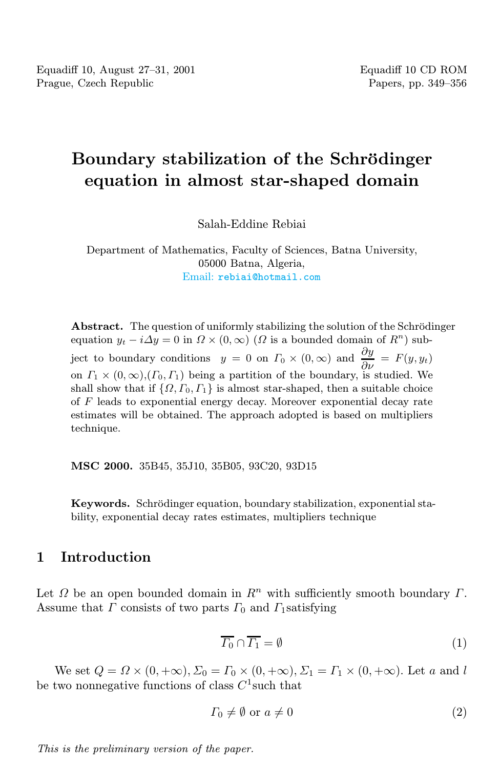# Boundary stabilization of the Schrödinger equation in almost star-shaped domain

Salah-Eddine Rebiai

Department of Mathematics, Faculty of Sciences, Batna University,
05000 Batna, Algeria,
Email: rebiai@hotmail.com

**Abstract.** The question of uniformly stabilizing the solution of the Schrödinger equation $y_t - i\Delta y = 0$ in $\Omega \times (0, \infty)$ ($\Omega$ is a bounded domain of $R^n$) subject to boundary conditions $y = 0$ on $\Gamma_0 \times (0, \infty)$ and $\dfrac{\partial y}{\partial \nu} = F(y, y_t)$ on $\Gamma_1 \times (0, \infty)$,$(\Gamma_0, \Gamma_1)$ being a partition of the boundary, is studied. We shall show that if $\{\Omega, \Gamma_0, \Gamma_1\}$ is almost star-shaped, then a suitable choice of $F$ leads to exponential energy decay. Moreover exponential decay rate estimates will be obtained. The approach adopted is based on multipliers technique.

**MSC 2000.** 35B45, 35J10, 35B05, 93C20, 93D15

**Keywords.** Schrödinger equation, boundary stabilization, exponential stability, exponential decay rates estimates, multipliers technique

## 1 Introduction

Let $\Omega$ be an open bounded domain in $R^n$ with sufficiently smooth boundary $\Gamma$. Assume that $\Gamma$ consists of two parts $\Gamma_0$ and $\Gamma_1$satisfying

$$\overline{\Gamma_0} \cap \overline{\Gamma_1} = \emptyset \tag{1}$$

We set $Q = \Omega \times (0, +\infty)$, $\Sigma_0 = \Gamma_0 \times (0, +\infty)$, $\Sigma_1 = \Gamma_1 \times (0, +\infty)$. Let $a$ and $l$ be two nonnegative functions of class $C^1$such that

$$\Gamma_0 \neq \emptyset \text{ or } a \neq 0 \tag{2}$$

*This is the preliminary version of the paper.*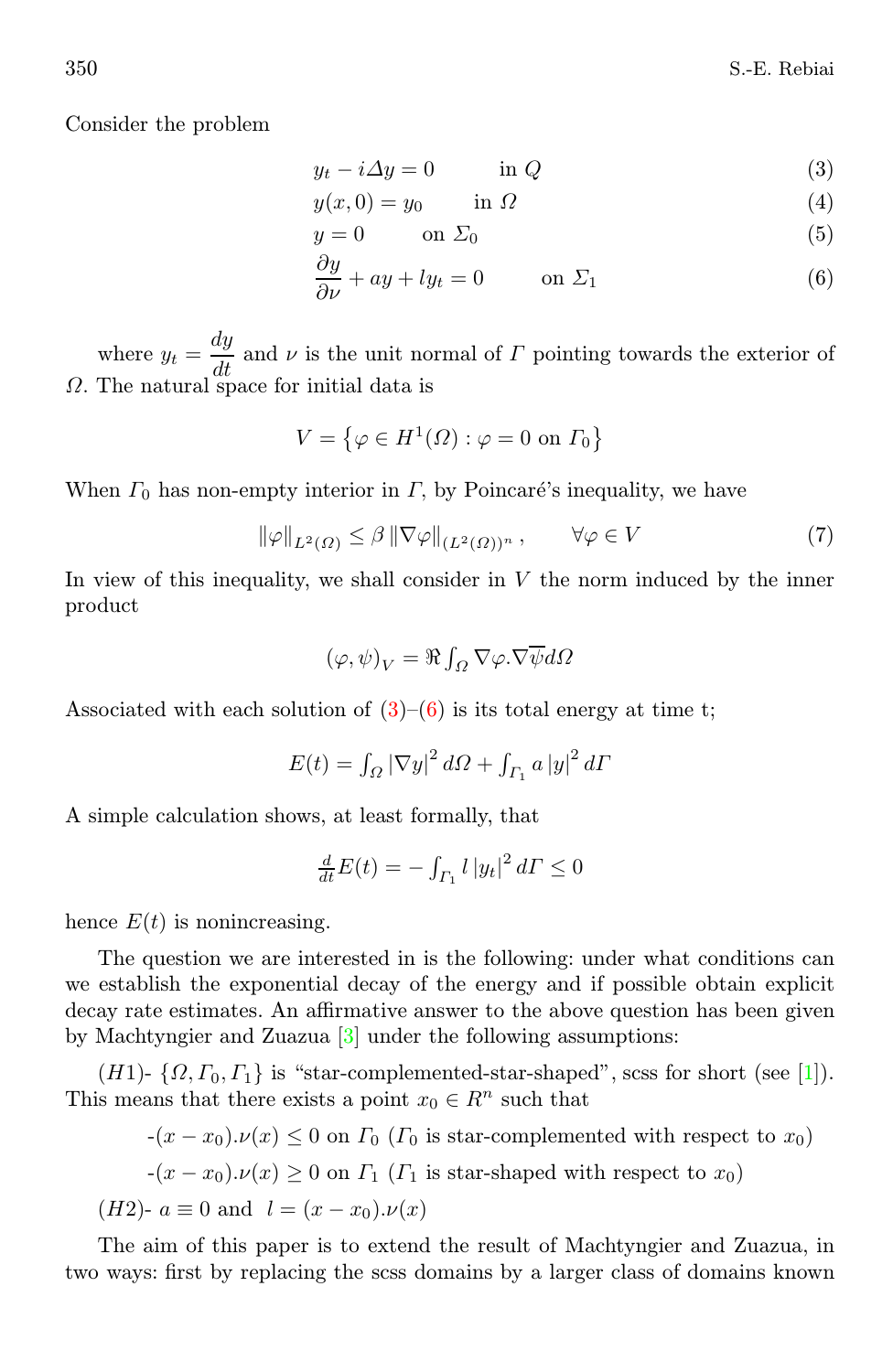Consider the problem

$$y_t - i\Delta y = 0 \qquad \text{in } Q \tag{3}$$

$$y(x,0) = y_0 \qquad \text{in } \Omega \tag{4}$$

$$y = 0 \qquad \text{on } \Sigma_0 \tag{5}$$

$$\frac{\partial y}{\partial \nu} + ay + ly_t = 0 \qquad \text{on } \Sigma_1 \tag{6}$$

where $y_t = \dfrac{dy}{dt}$ and $\nu$ is the unit normal of $\Gamma$ pointing towards the exterior of $\Omega$. The natural space for initial data is

$$V = \left\{ \varphi \in H^1(\Omega) : \varphi = 0 \text{ on } \Gamma_0 \right\}$$

When $\Gamma_0$ has non-empty interior in $\Gamma$, by Poincaré's inequality, we have

$$\|\varphi\|_{L^2(\Omega)} \leq \beta \|\nabla\varphi\|_{(L^2(\Omega))^n}, \qquad \forall \varphi \in V \tag{7}$$

In view of this inequality, we shall consider in $V$ the norm induced by the inner product

$$(\varphi, \psi)_V = \Re \int_\Omega \nabla\varphi . \nabla\overline{\psi} d\Omega$$

Associated with each solution of (3)–(6) is its total energy at time t;

$$E(t) = \int_\Omega |\nabla y|^2 d\Omega + \int_{\Gamma_1} a |y|^2 d\Gamma$$

A simple calculation shows, at least formally, that

$$\tfrac{d}{dt} E(t) = -\int_{\Gamma_1} l |y_t|^2 d\Gamma \leq 0$$

hence $E(t)$ is nonincreasing.

The question we are interested in is the following: under what conditions can we establish the exponential decay of the energy and if possible obtain explicit decay rate estimates. An affirmative answer to the above question has been given by Machtyngier and Zuazua [3] under the following assumptions:

$(H1)$- $\{\Omega, \Gamma_0, \Gamma_1\}$ is "star-complemented-star-shaped", scss for short (see [1]). This means that there exists a point $x_0 \in R^n$ such that

-$(x - x_0).\nu(x) \leq 0$ on $\Gamma_0$ ($\Gamma_0$ is star-complemented with respect to $x_0$)

-$(x - x_0).\nu(x) \geq 0$ on $\Gamma_1$ ($\Gamma_1$ is star-shaped with respect to $x_0$)

$(H2)$- $a \equiv 0$ and $l = (x - x_0).\nu(x)$

The aim of this paper is to extend the result of Machtyngier and Zuazua, in two ways: first by replacing the scss domains by a larger class of domains known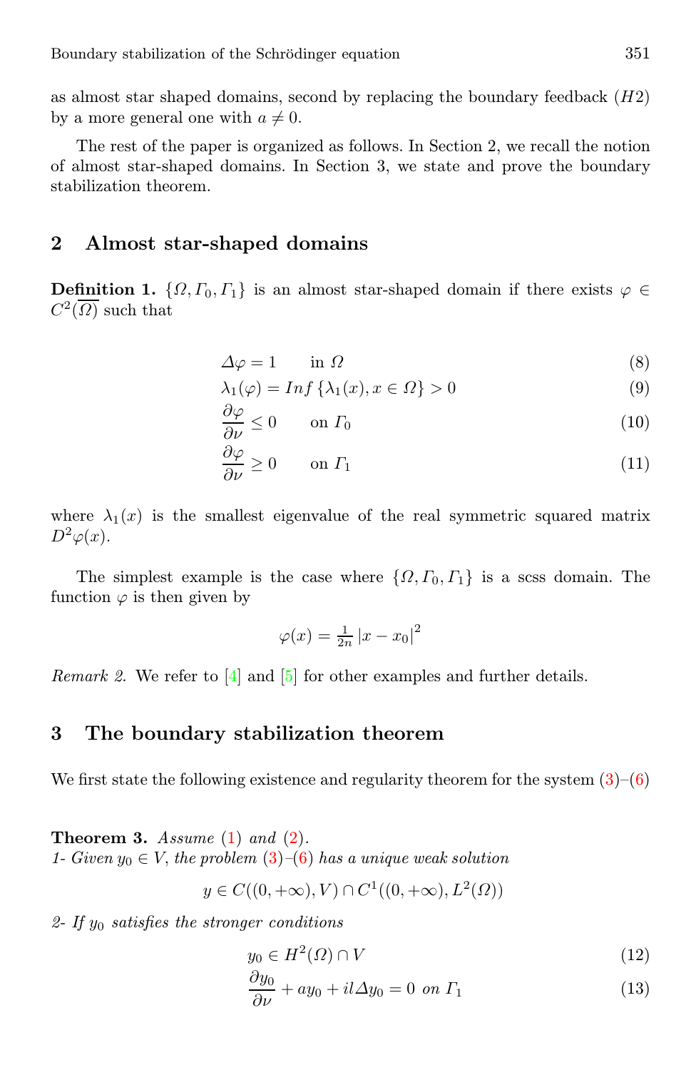as almost star shaped domains, second by replacing the boundary feedback $(H2)$ by a more general one with $a \neq 0$.

The rest of the paper is organized as follows. In Section 2, we recall the notion of almost star-shaped domains. In Section 3, we state and prove the boundary stabilization theorem.

## 2 Almost star-shaped domains

**Definition 1.** $\{\Omega, \Gamma_0, \Gamma_1\}$ is an almost star-shaped domain if there exists $\varphi \in C^2(\overline{\Omega})$ such that

$$\Delta\varphi = 1 \qquad \text{in } \Omega \tag{8}$$

$$\lambda_1(\varphi) = Inf\,\{\lambda_1(x), x \in \Omega\} > 0 \tag{9}$$

$$\frac{\partial\varphi}{\partial\nu} \leq 0 \qquad \text{on } \Gamma_0 \tag{10}$$

$$\frac{\partial\varphi}{\partial\nu} \geq 0 \qquad \text{on } \Gamma_1 \tag{11}$$

where $\lambda_1(x)$ is the smallest eigenvalue of the real symmetric squared matrix $D^2\varphi(x)$.

The simplest example is the case where $\{\Omega, \Gamma_0, \Gamma_1\}$ is a scss domain. The function $\varphi$ is then given by

$$\varphi(x) = \tfrac{1}{2n}\,|x - x_0|^2$$

*Remark 2.* We refer to [4] and [5] for other examples and further details.

## 3 The boundary stabilization theorem

We first state the following existence and regularity theorem for the system (3)–(6)

**Theorem 3.** *Assume* (1) *and* (2).
*1- Given* $y_0 \in V$, *the problem* (3)–(6) *has a unique weak solution*

$$y \in C((0, +\infty), V) \cap C^1((0, +\infty), L^2(\Omega))$$

*2- If* $y_0$ *satisfies the stronger conditions*

$$y_0 \in H^2(\Omega) \cap V \tag{12}$$

$$\frac{\partial y_0}{\partial\nu} + a y_0 + il\Delta y_0 = 0 \ \text{ on } \Gamma_1 \tag{13}$$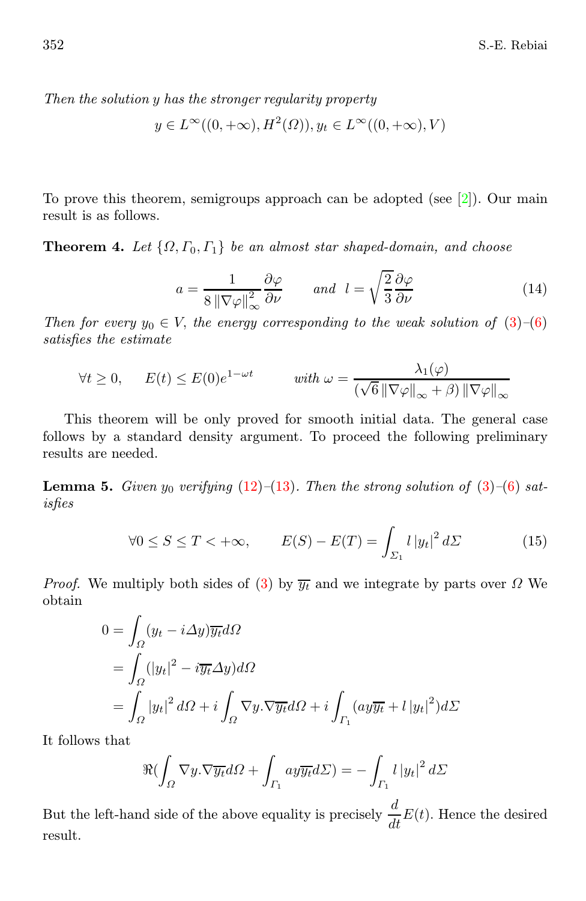*Then the solution $y$ has the stronger regularity property*

$$y \in L^\infty((0,+\infty), H^2(\Omega)), y_t \in L^\infty((0,+\infty), V)$$

To prove this theorem, semigroups approach can be adopted (see [2]). Our main result is as follows.

**Theorem 4.** *Let $\{\Omega, \Gamma_0, \Gamma_1\}$ be an almost star shaped-domain, and choose*

$$a = \frac{1}{8\left\|\nabla\varphi\right\|_\infty^2}\frac{\partial\varphi}{\partial\nu} \qquad \text{and} \quad l = \sqrt{\frac{2}{3}}\frac{\partial\varphi}{\partial\nu} \tag{14}$$

*Then for every $y_0 \in V$, the energy corresponding to the weak solution of (3)–(6) satisfies the estimate*

$$\forall t \geq 0, \qquad E(t) \leq E(0)e^{1-\omega t} \qquad \text{with } \omega = \frac{\lambda_1(\varphi)}{(\sqrt{6}\left\|\nabla\varphi\right\|_\infty + \beta)\left\|\nabla\varphi\right\|_\infty}$$

This theorem will be only proved for smooth initial data. The general case follows by a standard density argument. To proceed the following preliminary results are needed.

**Lemma 5.** *Given $y_0$ verifying (12)–(13). Then the strong solution of (3)–(6) satisfies*

$$\forall 0 \leq S \leq T < +\infty, \qquad E(S) - E(T) = \int_{\Sigma_1} l\left|y_t\right|^2 d\Sigma \tag{15}$$

*Proof.* We multiply both sides of (3) by $\overline{y_t}$ and we integrate by parts over $\Omega$ We obtain

$$\begin{aligned}
0 &= \int_\Omega (y_t - i\Delta y)\overline{y_t}d\Omega \\
&= \int_\Omega (\left|y_t\right|^2 - i\overline{y_t}\Delta y)d\Omega \\
&= \int_\Omega \left|y_t\right|^2 d\Omega + i\int_\Omega \nabla y.\nabla\overline{y_t}d\Omega + i\int_{\Gamma_1}(ay\overline{y_t} + l\left|y_t\right|^2)d\Sigma
\end{aligned}$$

It follows that

$$\Re\left(\int_\Omega \nabla y.\nabla\overline{y_t}d\Omega + \int_{\Gamma_1} ay\overline{y_t}d\Sigma\right) = -\int_{\Gamma_1} l\left|y_t\right|^2 d\Sigma$$

But the left-hand side of the above equality is precisely $\dfrac{d}{dt}E(t)$. Hence the desired result.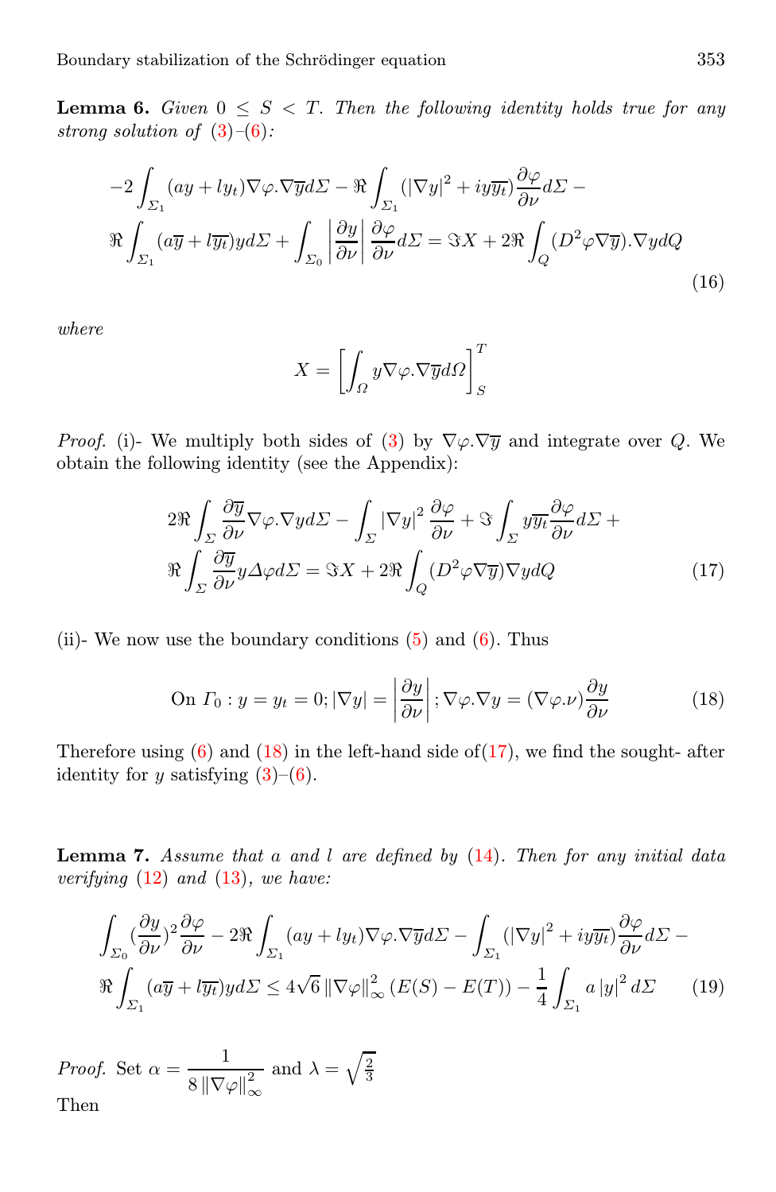**Lemma 6.** *Given $0 \leq S < T$. Then the following identity holds true for any strong solution of (3)–(6):*

$$-2\int_{\Sigma_1}(ay+ly_t)\nabla\varphi.\nabla\overline{y}d\Sigma - \Re\int_{\Sigma_1}(|\nabla y|^2 + iy\overline{y_t})\frac{\partial\varphi}{\partial\nu}d\Sigma -$$
$$\Re\int_{\Sigma_1}(a\overline{y}+l\overline{y_t})yd\Sigma + \int_{\Sigma_0}\left|\frac{\partial y}{\partial\nu}\right|\frac{\partial\varphi}{\partial\nu}d\Sigma = \Im X + 2\Re\int_Q(D^2\varphi\nabla\overline{y}).\nabla ydQ \tag{16}$$

*where*

$$X = \left[\int_\Omega y\nabla\varphi.\nabla\overline{y}d\Omega\right]_S^T$$

*Proof.* (i)- We multiply both sides of (3) by $\nabla\varphi.\nabla\overline{y}$ and integrate over $Q$. We obtain the following identity (see the Appendix):

$$2\Re\int_\Sigma\frac{\partial\overline{y}}{\partial\nu}\nabla\varphi.\nabla yd\Sigma - \int_\Sigma|\nabla y|^2\frac{\partial\varphi}{\partial\nu} + \Im\int_\Sigma y\overline{y_t}\frac{\partial\varphi}{\partial\nu}d\Sigma +$$
$$\Re\int_\Sigma\frac{\partial\overline{y}}{\partial\nu}y\Delta\varphi d\Sigma = \Im X + 2\Re\int_Q(D^2\varphi\nabla\overline{y})\nabla ydQ \tag{17}$$

(ii)- We now use the boundary conditions (5) and (6). Thus

$$\text{On } \Gamma_0 : y = y_t = 0; |\nabla y| = \left|\frac{\partial y}{\partial\nu}\right|; \nabla\varphi.\nabla y = (\nabla\varphi.\nu)\frac{\partial y}{\partial\nu} \tag{18}$$

Therefore using (6) and (18) in the left-hand side of(17), we find the sought- after identity for $y$ satisfying (3)–(6).

**Lemma 7.** *Assume that $a$ and $l$ are defined by (14). Then for any initial data verifying (12) and (13), we have:*

$$\int_{\Sigma_0}(\frac{\partial y}{\partial\nu})^2\frac{\partial\varphi}{\partial\nu} - 2\Re\int_{\Sigma_1}(ay+ly_t)\nabla\varphi.\nabla\overline{y}d\Sigma - \int_{\Sigma_1}(|\nabla y|^2 + iy\overline{y_t})\frac{\partial\varphi}{\partial\nu}d\Sigma -$$
$$\Re\int_{\Sigma_1}(a\overline{y}+l\overline{y_t})yd\Sigma \leq 4\sqrt{6}\,\|\nabla\varphi\|_\infty^2\,(E(S)-E(T)) - \frac{1}{4}\int_{\Sigma_1}a\,|y|^2\,d\Sigma \tag{19}$$

*Proof.* Set $\alpha = \dfrac{1}{8\,\|\nabla\varphi\|_\infty^2}$ and $\lambda = \sqrt{\frac{2}{3}}$

Then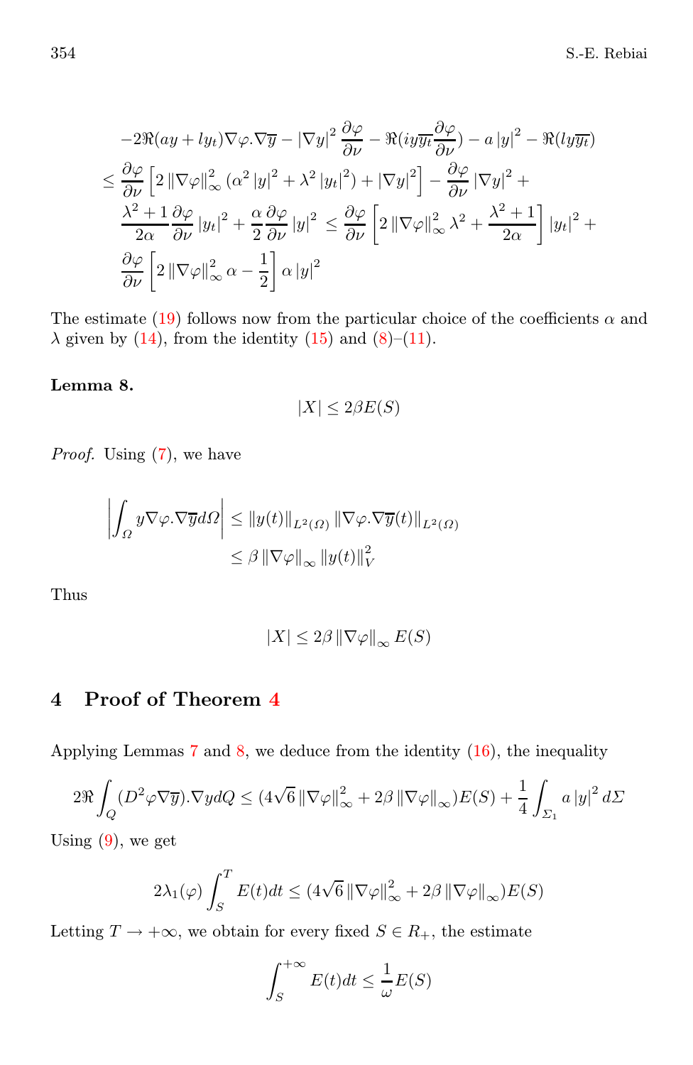$$
\begin{aligned}
&-2\Re(ay + ly_t)\nabla\varphi.\nabla\overline{y} - |\nabla y|^2 \frac{\partial\varphi}{\partial\nu} - \Re(iy\overline{y_t}\frac{\partial\varphi}{\partial\nu}) - a\,|y|^2 - \Re(ly\overline{y_t}) \\
&\leq \frac{\partial\varphi}{\partial\nu}\left[2\,\|\nabla\varphi\|_\infty^2\,(\alpha^2\,|y|^2 + \lambda^2\,|y_t|^2) + |\nabla y|^2\right] - \frac{\partial\varphi}{\partial\nu}\,|\nabla y|^2 + \\
&\frac{\lambda^2+1}{2\alpha}\frac{\partial\varphi}{\partial\nu}\,|y_t|^2 + \frac{\alpha}{2}\frac{\partial\varphi}{\partial\nu}\,|y|^2 \leq \frac{\partial\varphi}{\partial\nu}\left[2\,\|\nabla\varphi\|_\infty^2\,\lambda^2 + \frac{\lambda^2+1}{2\alpha}\right]|y_t|^2 + \\
&\frac{\partial\varphi}{\partial\nu}\left[2\,\|\nabla\varphi\|_\infty^2\,\alpha - \frac{1}{2}\right]\alpha\,|y|^2
\end{aligned}
$$

The estimate (19) follows now from the particular choice of the coefficients $\alpha$ and $\lambda$ given by (14), from the identity (15) and (8)–(11).

**Lemma 8.**

$$
|X| \leq 2\beta E(S)
$$

*Proof.* Using (7), we have

$$
\begin{aligned}
\left|\int_\Omega y\nabla\varphi.\nabla\overline{y}d\Omega\right| &\leq \|y(t)\|_{L^2(\Omega)}\,\|\nabla\varphi.\nabla\overline{y}(t)\|_{L^2(\Omega)} \\
&\leq \beta\,\|\nabla\varphi\|_\infty\,\|y(t)\|_V^2
\end{aligned}
$$

Thus

$$
|X| \leq 2\beta\,\|\nabla\varphi\|_\infty\,E(S)
$$

## 4 Proof of Theorem 4

Applying Lemmas 7 and 8, we deduce from the identity (16), the inequality

$$
2\Re\int_Q (D^2\varphi\nabla\overline{y}).\nabla y dQ \leq (4\sqrt{6}\,\|\nabla\varphi\|_\infty^2 + 2\beta\,\|\nabla\varphi\|_\infty)E(S) + \frac{1}{4}\int_{\Sigma_1} a\,|y|^2\,d\Sigma
$$

Using (9), we get

$$
2\lambda_1(\varphi)\int_S^T E(t)dt \leq (4\sqrt{6}\,\|\nabla\varphi\|_\infty^2 + 2\beta\,\|\nabla\varphi\|_\infty)E(S)
$$

Letting $T \to +\infty$, we obtain for every fixed $S \in R_+$, the estimate

$$
\int_S^{+\infty} E(t)dt \leq \frac{1}{\omega}E(S)
$$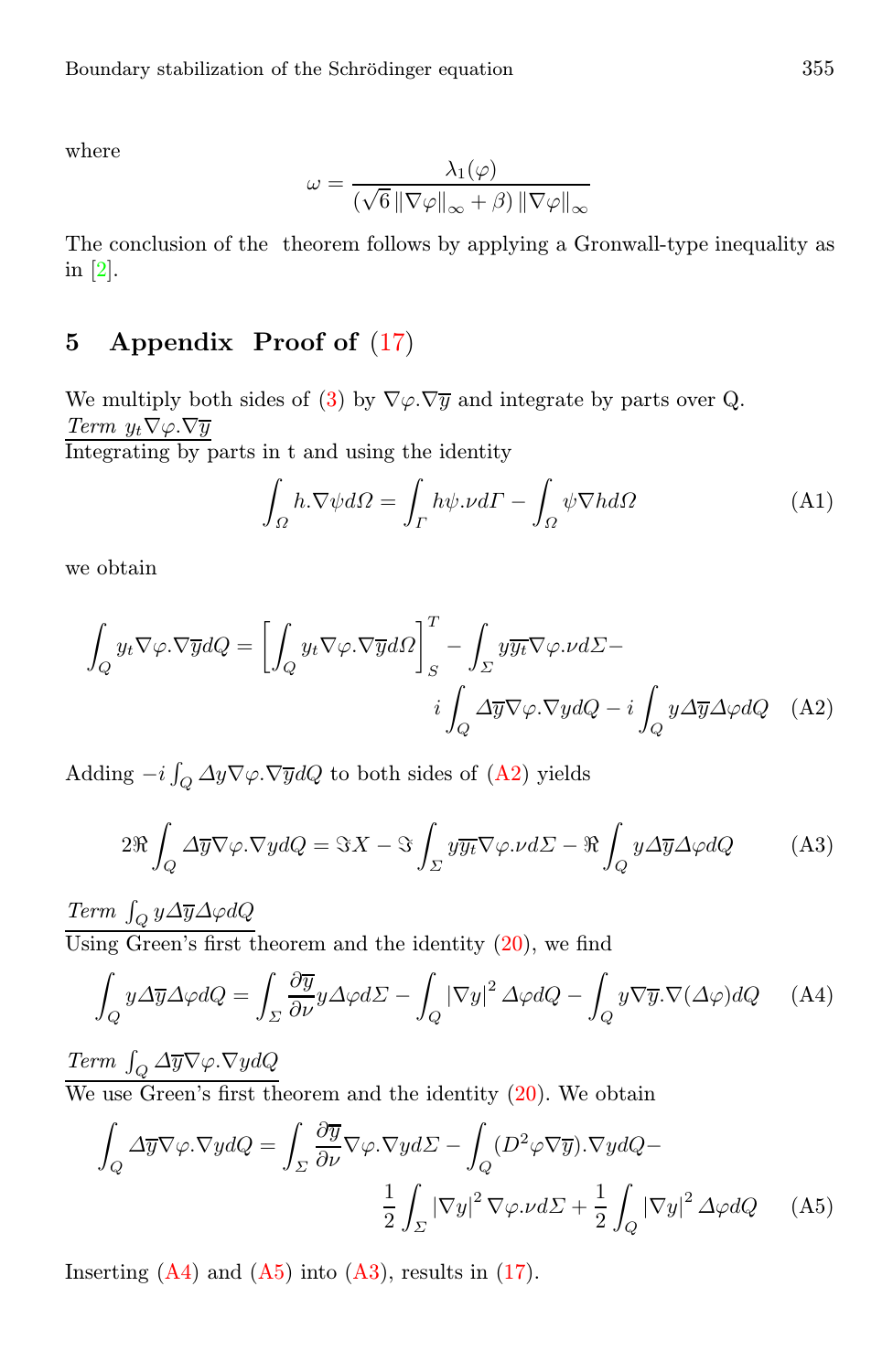where

$$\omega = \frac{\lambda_1(\varphi)}{(\sqrt{6}\,\|\nabla\varphi\|_\infty + \beta)\,\|\nabla\varphi\|_\infty}$$

The conclusion of the theorem follows by applying a Gronwall-type inequality as in [2].

## 5 Appendix Proof of (17)

We multiply both sides of (3) by $\nabla\varphi.\nabla\overline{y}$ and integrate by parts over Q.

*Term $y_t\nabla\varphi.\nabla\overline{y}$*

Integrating by parts in t and using the identity

$$\int_\Omega h.\nabla\psi d\Omega = \int_\Gamma h\psi.\nu d\Gamma - \int_\Omega \psi\nabla h d\Omega \tag{A1}$$

we obtain

$$\int_Q y_t\nabla\varphi.\nabla\overline{y}dQ = \left[\int_Q y_t\nabla\varphi.\nabla\overline{y}d\Omega\right]_S^T - \int_\Sigma y\overline{y_t}\nabla\varphi.\nu d\Sigma - i\int_Q \Delta\overline{y}\nabla\varphi.\nabla y dQ - i\int_Q y\Delta\overline{y}\Delta\varphi dQ \tag{A2}$$

Adding $-i\int_Q \Delta y\nabla\varphi.\nabla\overline{y}dQ$ to both sides of (A2) yields

$$2\Re\int_Q \Delta\overline{y}\nabla\varphi.\nabla y dQ = \Im X - \Im\int_\Sigma y\overline{y_t}\nabla\varphi.\nu d\Sigma - \Re\int_Q y\Delta\overline{y}\Delta\varphi dQ \tag{A3}$$

*Term $\int_Q y\Delta\overline{y}\Delta\varphi dQ$*

Using Green's first theorem and the identity (20), we find

$$\int_Q y\Delta\overline{y}\Delta\varphi dQ = \int_\Sigma \frac{\partial\overline{y}}{\partial\nu}y\Delta\varphi d\Sigma - \int_Q |\nabla y|^2\Delta\varphi dQ - \int_Q y\nabla\overline{y}.\nabla(\Delta\varphi)dQ \tag{A4}$$

*Term $\int_Q \Delta\overline{y}\nabla\varphi.\nabla y dQ$*

We use Green's first theorem and the identity (20). We obtain

$$\int_Q \Delta\overline{y}\nabla\varphi.\nabla y dQ = \int_\Sigma \frac{\partial\overline{y}}{\partial\nu}\nabla\varphi.\nabla y d\Sigma - \int_Q (D^2\varphi\nabla\overline{y}).\nabla y dQ - \frac{1}{2}\int_\Sigma |\nabla y|^2\nabla\varphi.\nu d\Sigma + \frac{1}{2}\int_Q |\nabla y|^2\Delta\varphi dQ \tag{A5}$$

Inserting (A4) and (A5) into (A3), results in (17).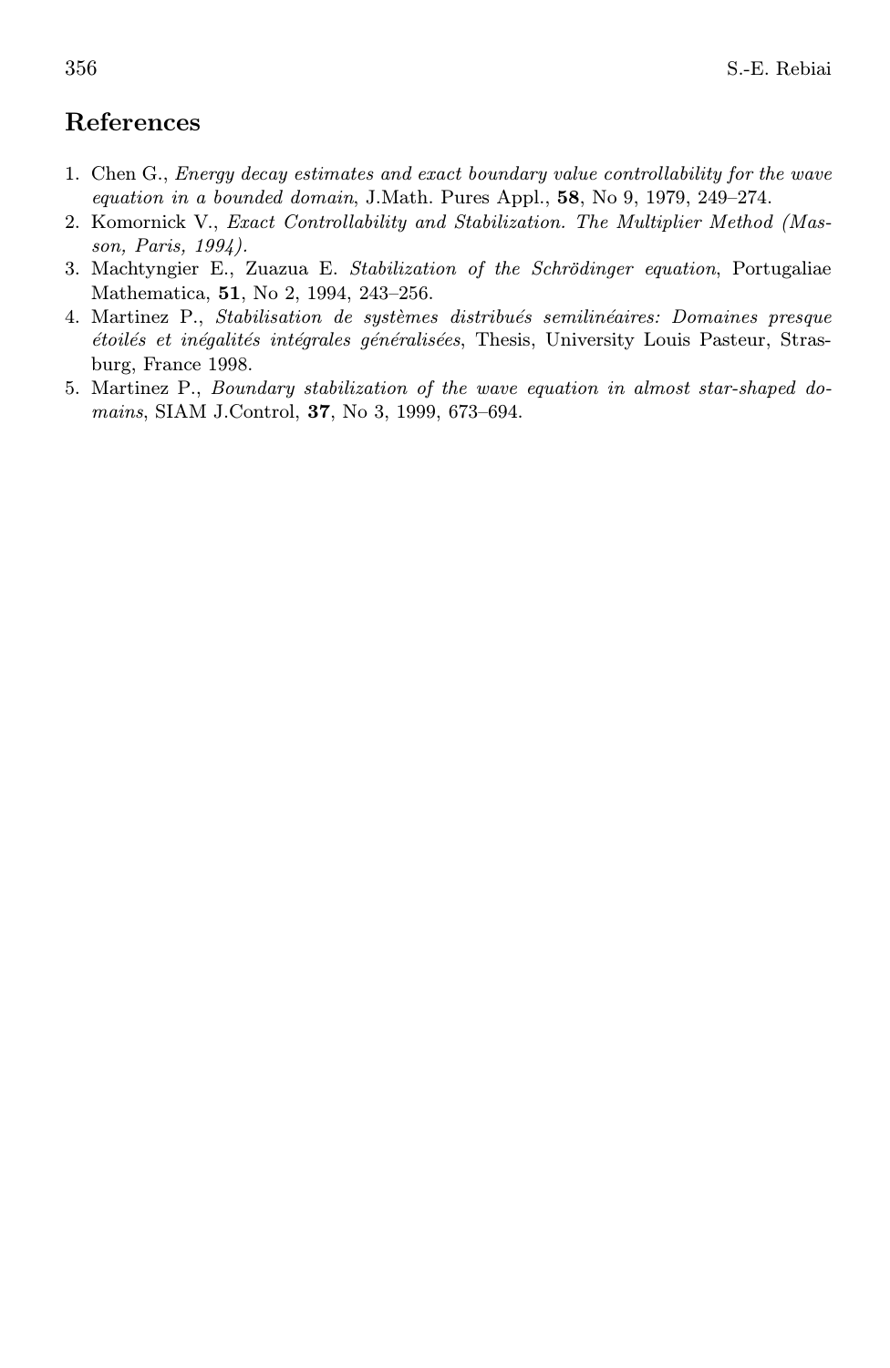## References

1. Chen G., *Energy decay estimates and exact boundary value controllability for the wave equation in a bounded domain*, J.Math. Pures Appl., **58**, No 9, 1979, 249–274.
2. Komornick V., *Exact Controllability and Stabilization. The Multiplier Method (Masson, Paris, 1994)*.
3. Machtyngier E., Zuazua E. *Stabilization of the Schrödinger equation*, Portugaliae Mathematica, **51**, No 2, 1994, 243–256.
4. Martinez P., *Stabilisation de systèmes distribués semilinéaires: Domaines presque étoilés et inégalités intégrales généralisées*, Thesis, University Louis Pasteur, Strasburg, France 1998.
5. Martinez P., *Boundary stabilization of the wave equation in almost star-shaped domains*, SIAM J.Control, **37**, No 3, 1999, 673–694.